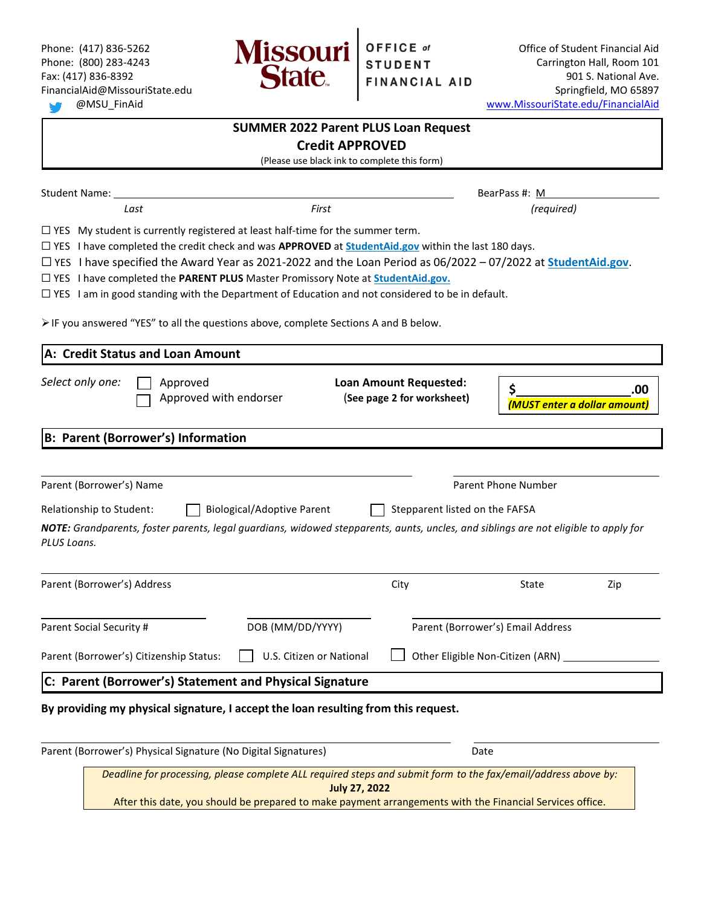Phone: (417) 836-5262
Phone: (800) 283-4243
Fax: (417) 836-8392
FinancialAid@MissouriState.edu
@MSU_FinAid

**Missouri State** | OFFICE of STUDENT FINANCIAL AID

Office of Student Financial Aid
Carrington Hall, Room 101
901 S. National Ave.
Springfield, MO 65897
www.MissouriState.edu/FinancialAid

## SUMMER 2022 Parent PLUS Loan Request
## Credit APPROVED

(Please use black ink to complete this form)

Student Name: ______________________________ BearPass #: M__________
*Last* *First* *(required)*

☐ YES My student is currently registered at least half-time for the summer term.
☐ YES I have completed the credit check and was **APPROVED** at **StudentAid.gov** within the last 180 days.
☐ YES I have specified the Award Year as 2021-2022 and the Loan Period as 06/2022 – 07/2022 at **StudentAid.gov**.
☐ YES I have completed the **PARENT PLUS** Master Promissory Note at **StudentAid.gov.**
☐ YES I am in good standing with the Department of Education and not considered to be in default.

➢ IF you answered "YES" to all the questions above, complete Sections A and B below.

### A: Credit Status and Loan Amount

*Select only one:* ☐ Approved ☐ Approved with endorser

**Loan Amount Requested:** (**See page 2 for worksheet**) **$__________.00** ***(MUST enter a dollar amount)***

### B: Parent (Borrower's) Information

Parent (Borrower's) Name ______________________________ Parent Phone Number __________

Relationship to Student: ☐ Biological/Adoptive Parent ☐ Stepparent listed on the FAFSA

***NOTE:*** *Grandparents, foster parents, legal guardians, widowed stepparents, aunts, uncles, and siblings are not eligible to apply for PLUS Loans.*

Parent (Borrower's) Address __________ City __________ State __________ Zip __________

Parent Social Security # __________ DOB (MM/DD/YYYY) __________ Parent (Borrower's) Email Address __________

Parent (Borrower's) Citizenship Status: ☐ U.S. Citizen or National ☐ Other Eligible Non-Citizen (ARN) __________

### C: Parent (Borrower's) Statement and Physical Signature

**By providing my physical signature, I accept the loan resulting from this request.**

Parent (Borrower's) Physical Signature (No Digital Signatures) ______________________________ Date __________

*Deadline for processing, please complete ALL required steps and submit form to the fax/email/address above by:*
**July 27, 2022**
After this date, you should be prepared to make payment arrangements with the Financial Services office.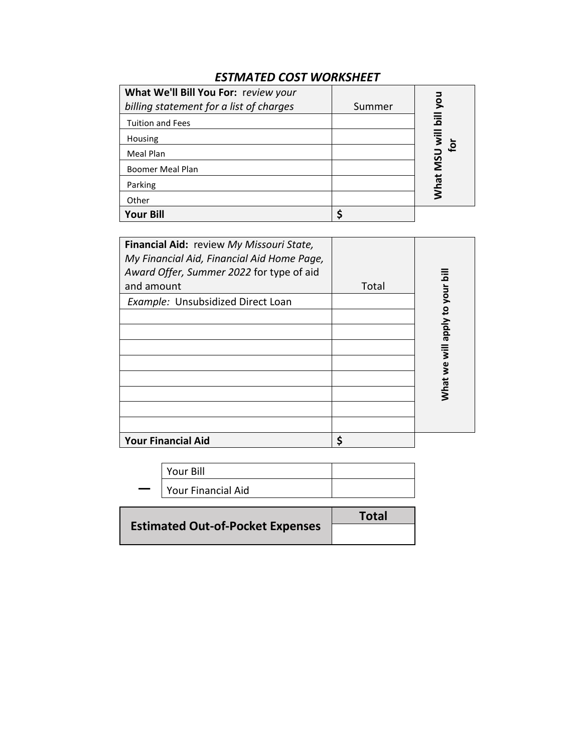## *ESTMATED COST WORKSHEET*

| **What We'll Bill You For:** *review your billing statement for a list of charges* | Summer | **What MSU will bill you for** |
|---|---|---|
| Tuition and Fees | | |
| Housing | | |
| Meal Plan | | |
| Boomer Meal Plan | | |
| Parking | | |
| Other | | |
| **Your Bill** | **$** | |

| **Financial Aid:** review *My Missouri State, My Financial Aid, Financial Aid Home Page, Award Offer, Summer 2022* for type of aid and amount | Total | **What we will apply to your bill** |
|---|---|---|
| *Example:* Unsubsidized Direct Loan | | |
| | | |
| | | |
| | | |
| | | |
| | | |
| | | |
| | | |
| | | |
| **Your Financial Aid** | **$** | |

| | | |
|---|---|---|
| | Your Bill | |
| – | Your Financial Aid | |

| | |
|---|---|
| **Estimated Out-of-Pocket Expenses** | **Total** |
| | |